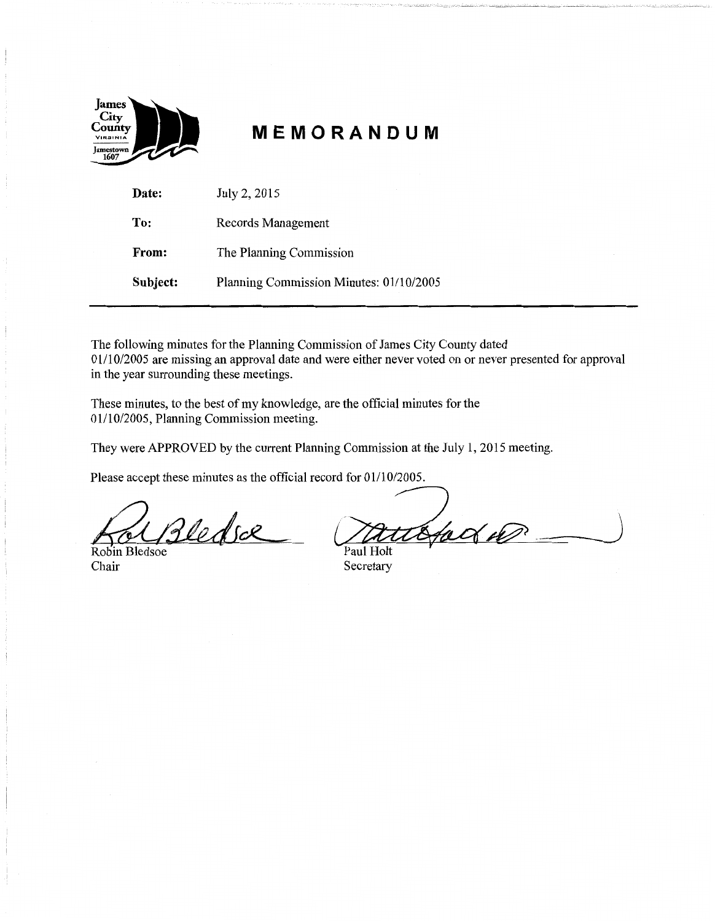# MEMORANDUM

| | |
|---|---|
| **Date:** | July 2, 2015 |
| **To:** | Records Management |
| **From:** | The Planning Commission |
| **Subject:** | Planning Commission Minutes: 01/10/2005 |

The following minutes for the Planning Commission of James City County dated 01/10/2005 are missing an approval date and were either never voted on or never presented for approval in the year surrounding these meetings.

These minutes, to the best of my knowledge, are the official minutes for the 01/10/2005, Planning Commission meeting.

They were APPROVED by the current Planning Commission at the July 1, 2015 meeting.

Please accept these minutes as the official record for 01/10/2005.

Robin Bledsoe
Chair

Paul Holt
Secretary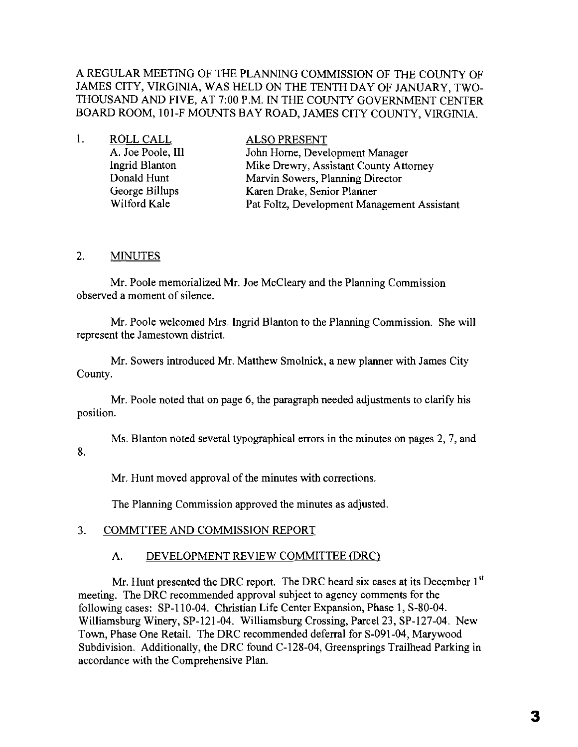A REGULAR MEETING OF THE PLANNING COMMISSION OF THE COUNTY OF JAMES CITY, VIRGINIA, WAS HELD ON THE TENTH DAY OF JANUARY, TWO-THOUSAND AND FIVE, AT 7:00 P.M. IN THE COUNTY GOVERNMENT CENTER BOARD ROOM, 101-F MOUNTS BAY ROAD, JAMES CITY COUNTY, VIRGINIA.

1. <u>ROLL CALL</u>

A. Joe Poole, III
Ingrid Blanton
Donald Hunt
George Billups
Wilford Kale

<u>ALSO PRESENT</u>

John Horne, Development Manager
Mike Drewry, Assistant County Attorney
Marvin Sowers, Planning Director
Karen Drake, Senior Planner
Pat Foltz, Development Management Assistant

2. <u>MINUTES</u>

Mr. Poole memorialized Mr. Joe McCleary and the Planning Commission observed a moment of silence.

Mr. Poole welcomed Mrs. Ingrid Blanton to the Planning Commission. She will represent the Jamestown district.

Mr. Sowers introduced Mr. Matthew Smolnick, a new planner with James City County.

Mr. Poole noted that on page 6, the paragraph needed adjustments to clarify his position.

Ms. Blanton noted several typographical errors in the minutes on pages 2, 7, and 8.

Mr. Hunt moved approval of the minutes with corrections.

The Planning Commission approved the minutes as adjusted.

3. <u>COMMTTEE AND COMMISSION REPORT</u>

A. <u>DEVELOPMENT REVIEW COMMITTEE (DRC)</u>

Mr. Hunt presented the DRC report. The DRC heard six cases at its December 1st meeting. The DRC recommended approval subject to agency comments for the following cases: SP-110-04. Christian Life Center Expansion, Phase 1, S-80-04. Williamsburg Winery, SP-121-04. Williamsburg Crossing, Parcel 23, SP-127-04. New Town, Phase One Retail. The DRC recommended deferral for S-091-04, Marywood Subdivision. Additionally, the DRC found C-128-04, Greensprings Trailhead Parking in accordance with the Comprehensive Plan.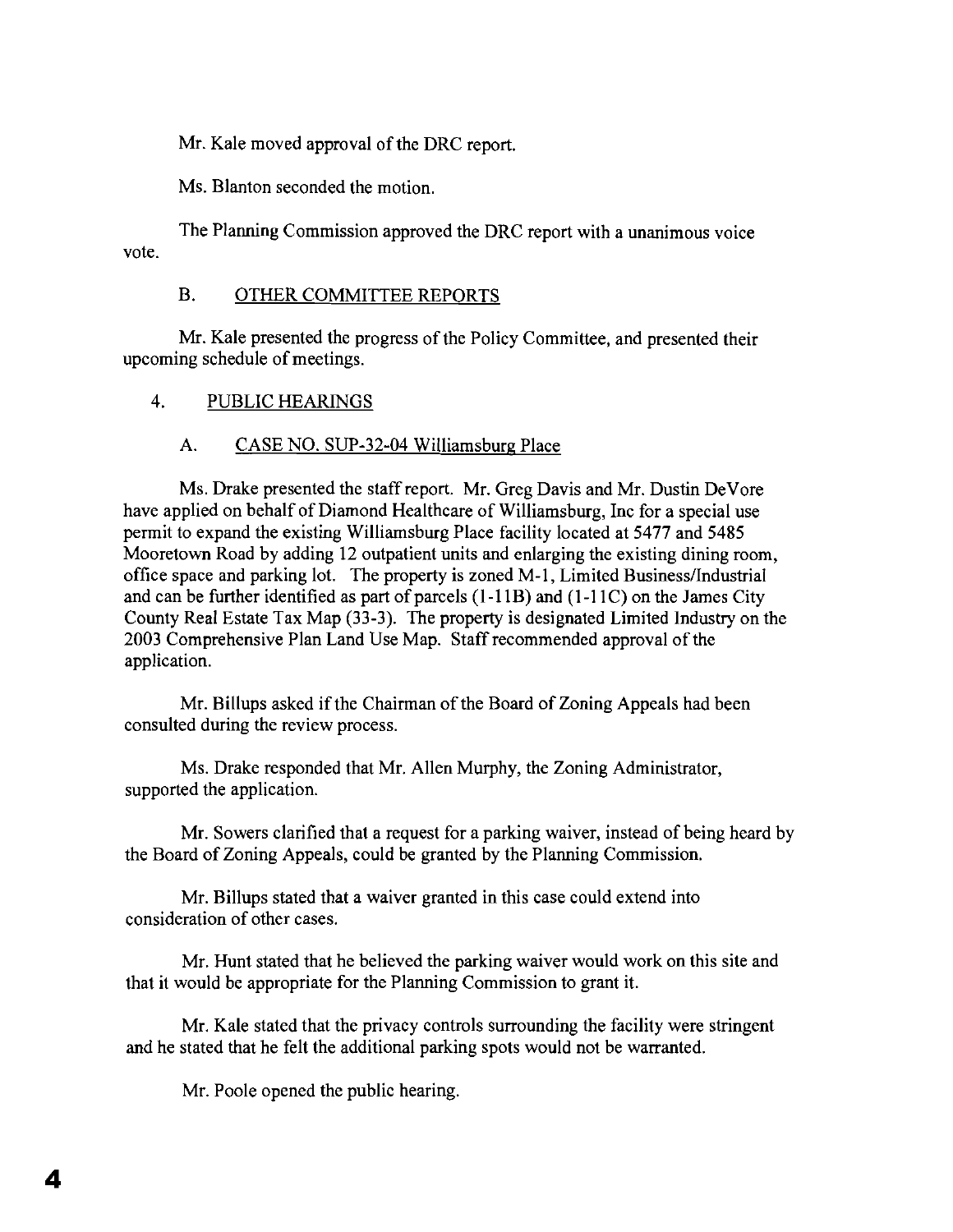Mr. Kale moved approval of the DRC report.

Ms. Blanton seconded the motion.

The Planning Commission approved the DRC report with a unanimous voice vote.

### B. OTHER COMMITTEE REPORTS

Mr. Kale presented the progress of the Policy Committee, and presented their upcoming schedule of meetings.

## 4. PUBLIC HEARINGS

### A. CASE NO. SUP-32-04 Williamsburg Place

Ms. Drake presented the staff report. Mr. Greg Davis and Mr. Dustin DeVore have applied on behalf of Diamond Healthcare of Williamsburg, Inc for a special use permit to expand the existing Williamsburg Place facility located at 5477 and 5485 Mooretown Road by adding 12 outpatient units and enlarging the existing dining room, office space and parking lot. The property is zoned M-1, Limited Business/Industrial and can be further identified as part of parcels (1-11B) and (1-11C) on the James City County Real Estate Tax Map (33-3). The property is designated Limited Industry on the 2003 Comprehensive Plan Land Use Map. Staff recommended approval of the application.

Mr. Billups asked if the Chairman of the Board of Zoning Appeals had been consulted during the review process.

Ms. Drake responded that Mr. Allen Murphy, the Zoning Administrator, supported the application.

Mr. Sowers clarified that a request for a parking waiver, instead of being heard by the Board of Zoning Appeals, could be granted by the Planning Commission.

Mr. Billups stated that a waiver granted in this case could extend into consideration of other cases.

Mr. Hunt stated that he believed the parking waiver would work on this site and that it would be appropriate for the Planning Commission to grant it.

Mr. Kale stated that the privacy controls surrounding the facility were stringent and he stated that he felt the additional parking spots would not be warranted.

Mr. Poole opened the public hearing.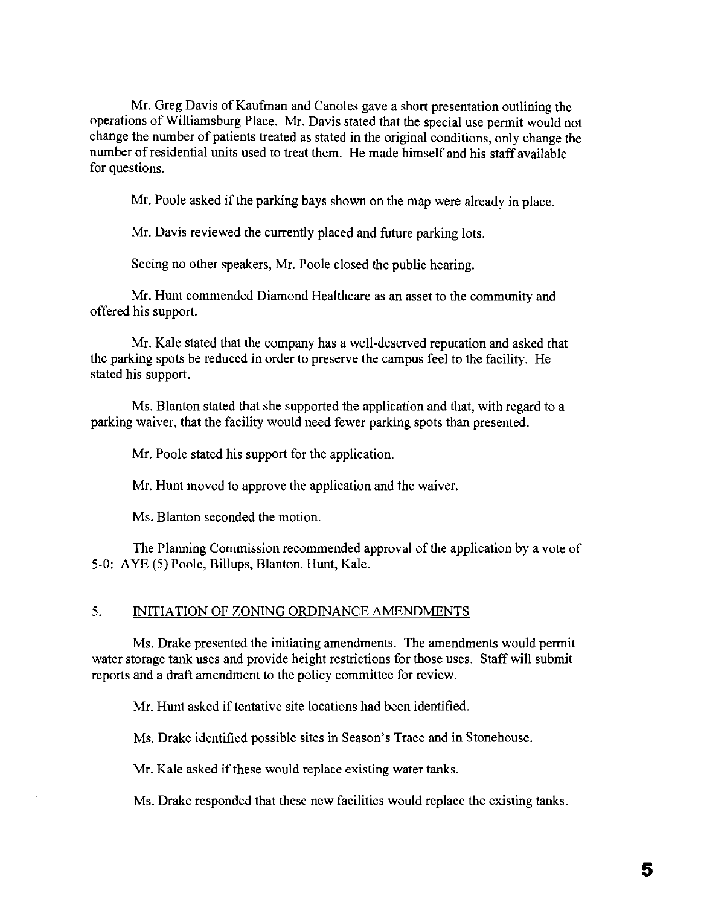Mr. Greg Davis of Kaufman and Canoles gave a short presentation outlining the operations of Williamsburg Place. Mr. Davis stated that the special use permit would not change the number of patients treated as stated in the original conditions, only change the number of residential units used to treat them. He made himself and his staff available for questions.

Mr. Poole asked if the parking bays shown on the map were already in place.

Mr. Davis reviewed the currently placed and future parking lots.

Seeing no other speakers, Mr. Poole closed the public hearing.

Mr. Hunt commended Diamond Healthcare as an asset to the community and offered his support.

Mr. Kale stated that the company has a well-deserved reputation and asked that the parking spots be reduced in order to preserve the campus feel to the facility. He stated his support.

Ms. Blanton stated that she supported the application and that, with regard to a parking waiver, that the facility would need fewer parking spots than presented.

Mr. Poole stated his support for the application.

Mr. Hunt moved to approve the application and the waiver.

Ms. Blanton seconded the motion.

The Planning Commission recommended approval of the application by a vote of 5-0: AYE (5) Poole, Billups, Blanton, Hunt, Kale.

5. INITIATION OF ZONING ORDINANCE AMENDMENTS

Ms. Drake presented the initiating amendments. The amendments would permit water storage tank uses and provide height restrictions for those uses. Staff will submit reports and a draft amendment to the policy committee for review.

Mr. Hunt asked if tentative site locations had been identified.

Ms. Drake identified possible sites in Season's Trace and in Stonehouse.

Mr. Kale asked if these would replace existing water tanks.

Ms. Drake responded that these new facilities would replace the existing tanks.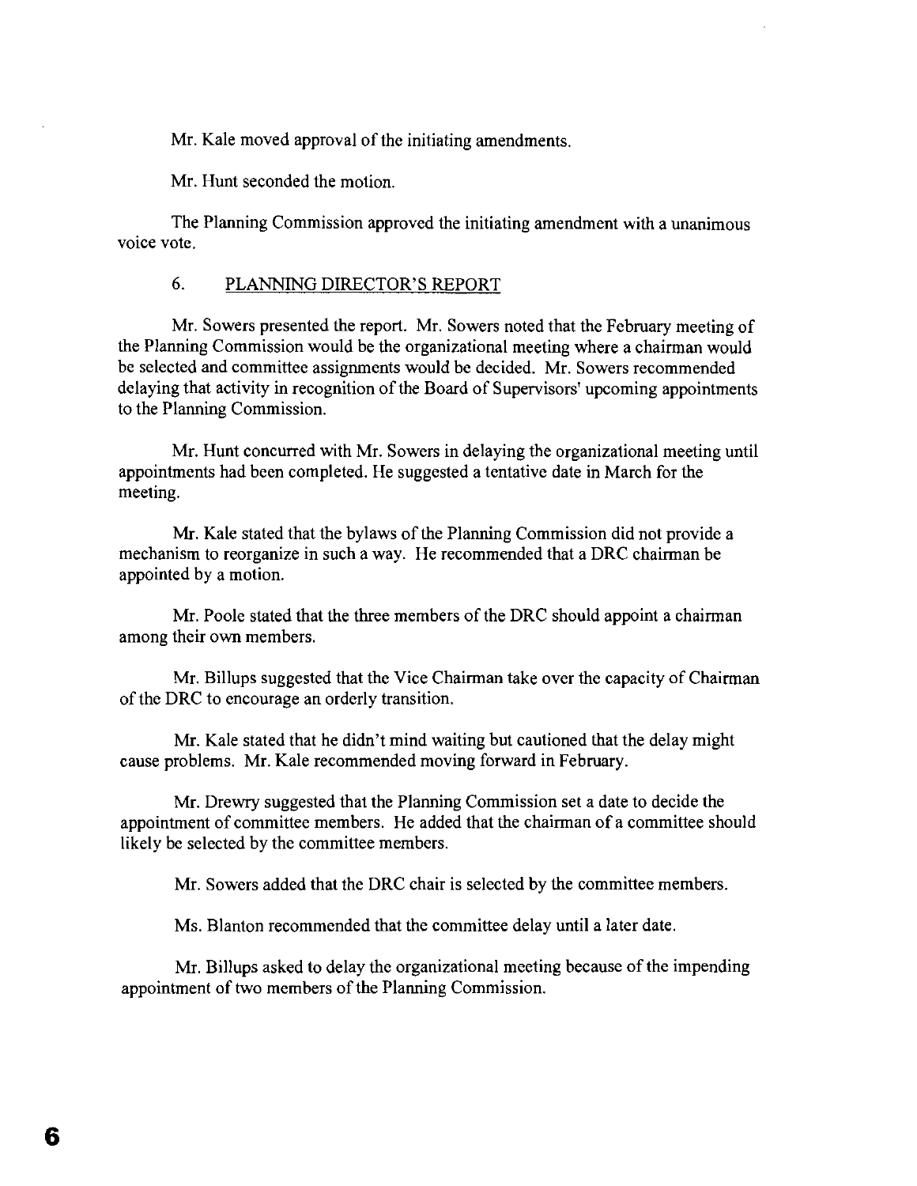Mr. Kale moved approval of the initiating amendments.

Mr. Hunt seconded the motion.

The Planning Commission approved the initiating amendment with a unanimous voice vote.

## 6. PLANNING DIRECTOR'S REPORT

Mr. Sowers presented the report. Mr. Sowers noted that the February meeting of the Planning Commission would be the organizational meeting where a chairman would be selected and committee assignments would be decided. Mr. Sowers recommended delaying that activity in recognition of the Board of Supervisors' upcoming appointments to the Planning Commission.

Mr. Hunt concurred with Mr. Sowers in delaying the organizational meeting until appointments had been completed. He suggested a tentative date in March for the meeting.

Mr. Kale stated that the bylaws of the Planning Commission did not provide a mechanism to reorganize in such a way. He recommended that a DRC chairman be appointed by a motion.

Mr. Poole stated that the three members of the DRC should appoint a chairman among their own members.

Mr. Billups suggested that the Vice Chairman take over the capacity of Chairman of the DRC to encourage an orderly transition.

Mr. Kale stated that he didn't mind waiting but cautioned that the delay might cause problems. Mr. Kale recommended moving forward in February.

Mr. Drewry suggested that the Planning Commission set a date to decide the appointment of committee members. He added that the chairman of a committee should likely be selected by the committee members.

Mr. Sowers added that the DRC chair is selected by the committee members.

Ms. Blanton recommended that the committee delay until a later date.

Mr. Billups asked to delay the organizational meeting because of the impending appointment of two members of the Planning Commission.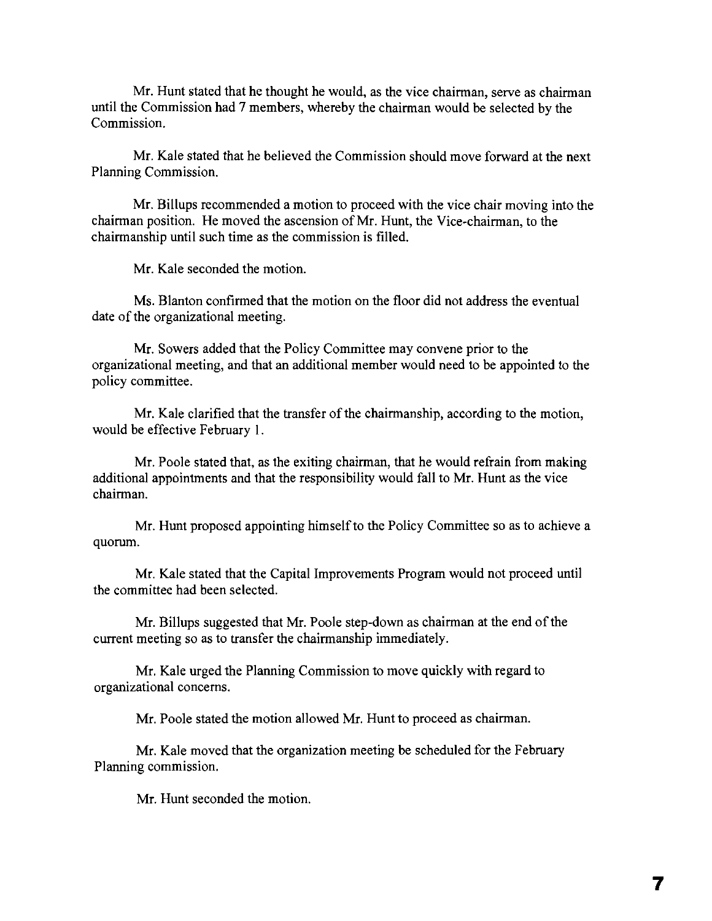Mr. Hunt stated that he thought he would, as the vice chairman, serve as chairman until the Commission had 7 members, whereby the chairman would be selected by the Commission.

Mr. Kale stated that he believed the Commission should move forward at the next Planning Commission.

Mr. Billups recommended a motion to proceed with the vice chair moving into the chairman position. He moved the ascension of Mr. Hunt, the Vice-chairman, to the chairmanship until such time as the commission is filled.

Mr. Kale seconded the motion.

Ms. Blanton confirmed that the motion on the floor did not address the eventual date of the organizational meeting.

Mr. Sowers added that the Policy Committee may convene prior to the organizational meeting, and that an additional member would need to be appointed to the policy committee.

Mr. Kale clarified that the transfer of the chairmanship, according to the motion, would be effective February 1.

Mr. Poole stated that, as the exiting chairman, that he would refrain from making additional appointments and that the responsibility would fall to Mr. Hunt as the vice chairman.

Mr. Hunt proposed appointing himself to the Policy Committee so as to achieve a quorum.

Mr. Kale stated that the Capital Improvements Program would not proceed until the committee had been selected.

Mr. Billups suggested that Mr. Poole step-down as chairman at the end of the current meeting so as to transfer the chairmanship immediately.

Mr. Kale urged the Planning Commission to move quickly with regard to organizational concerns.

Mr. Poole stated the motion allowed Mr. Hunt to proceed as chairman.

Mr. Kale moved that the organization meeting be scheduled for the February Planning commission.

Mr. Hunt seconded the motion.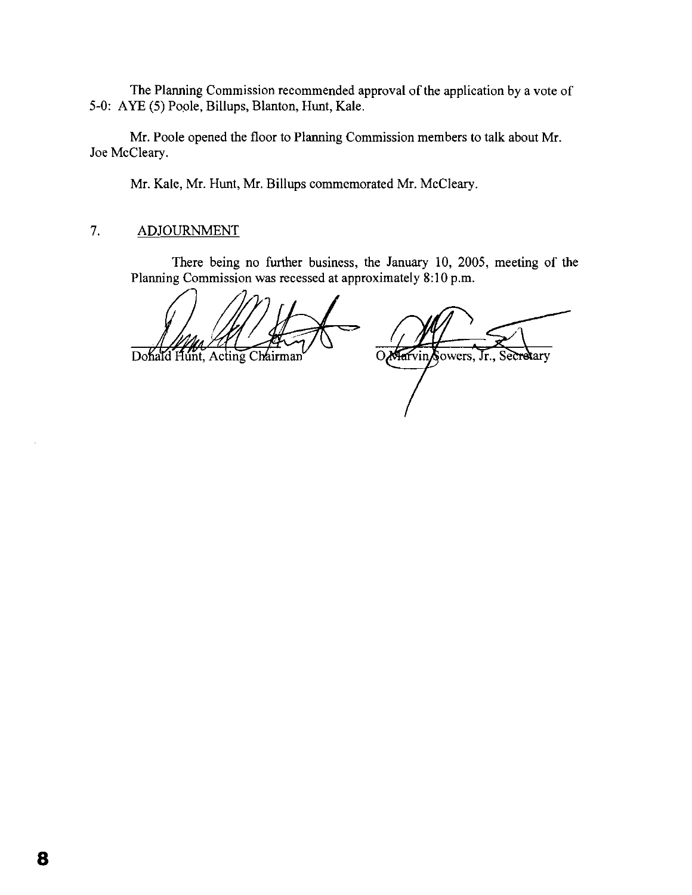The Planning Commission recommended approval of the application by a vote of 5-0: AYE (5) Poole, Billups, Blanton, Hunt, Kale.

Mr. Poole opened the floor to Planning Commission members to talk about Mr. Joe McCleary.

Mr. Kale, Mr. Hunt, Mr. Billups commemorated Mr. McCleary.

## 7. ADJOURNMENT

There being no further business, the January 10, 2005, meeting of the Planning Commission was recessed at approximately 8:10 p.m.

Donald Hunt, Acting Chairman

O. Marvin Sowers, Jr., Secretary